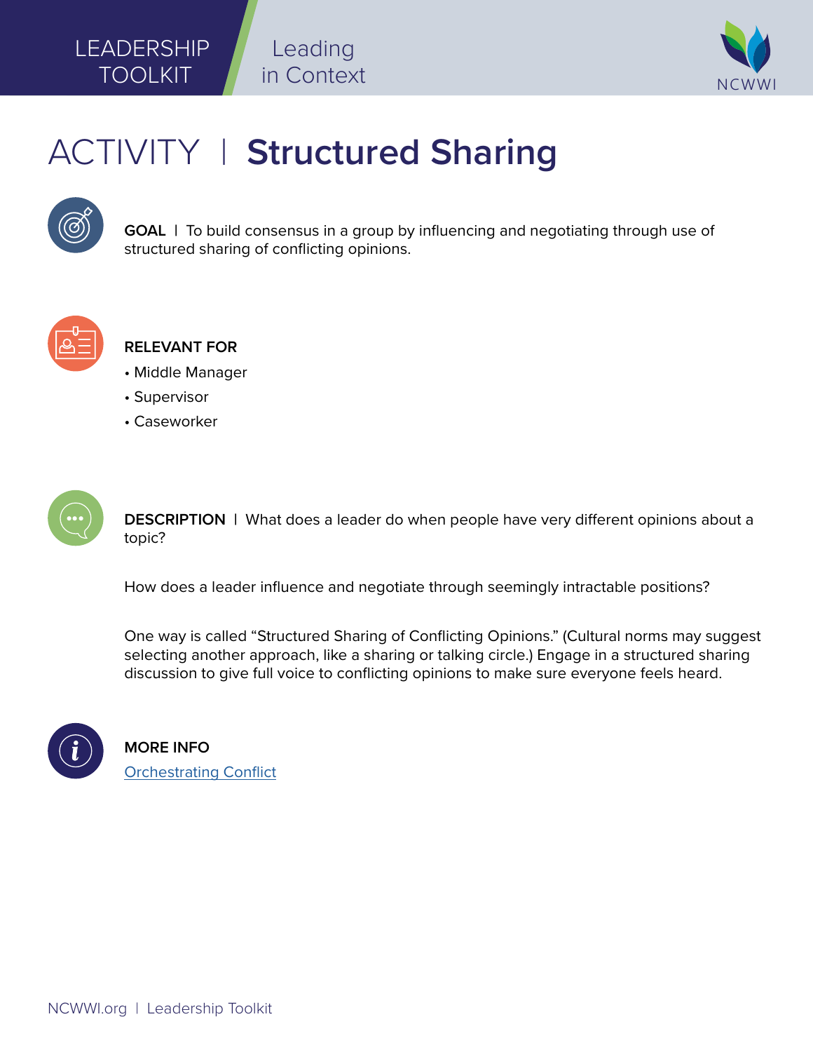LEADERSHIP TOOLKIT | Leading in Context

# ACTIVITY | Structured Sharing

**GOAL** | To build consensus in a group by influencing and negotiating through use of structured sharing of conflicting opinions.

**RELEVANT FOR**

- Middle Manager
- Supervisor
- Caseworker

**DESCRIPTION** | What does a leader do when people have very different opinions about a topic?

How does a leader influence and negotiate through seemingly intractable positions?

One way is called "Structured Sharing of Conflicting Opinions." (Cultural norms may suggest selecting another approach, like a sharing or talking circle.) Engage in a structured sharing discussion to give full voice to conflicting opinions to make sure everyone feels heard.

**MORE INFO**

Orchestrating Conflict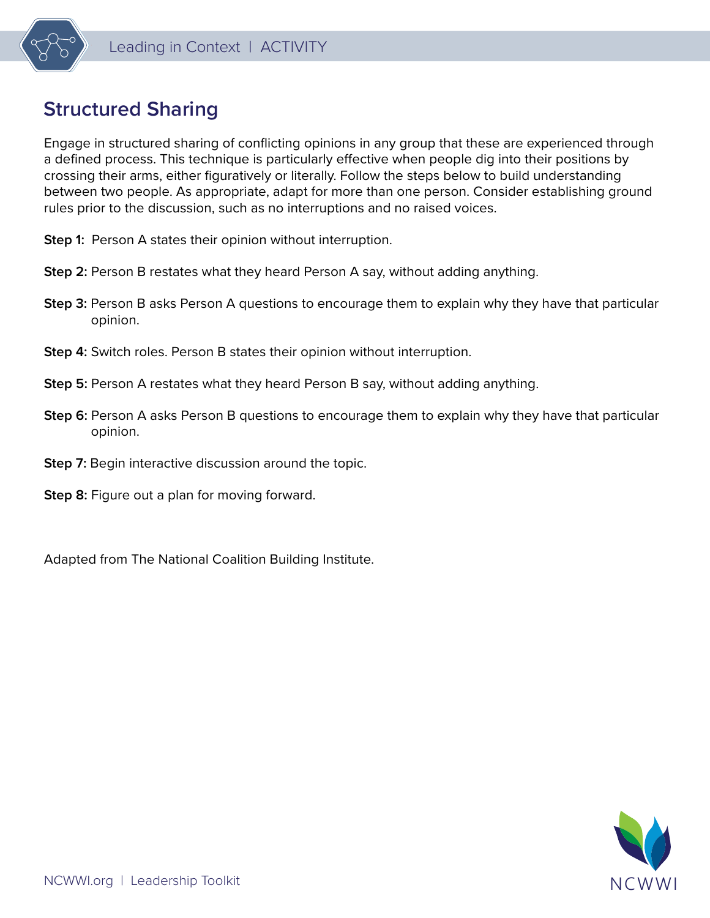## Structured Sharing

Engage in structured sharing of conflicting opinions in any group that these are experienced through a defined process. This technique is particularly effective when people dig into their positions by crossing their arms, either figuratively or literally. Follow the steps below to build understanding between two people. As appropriate, adapt for more than one person. Consider establishing ground rules prior to the discussion, such as no interruptions and no raised voices.

**Step 1:** Person A states their opinion without interruption.

**Step 2:** Person B restates what they heard Person A say, without adding anything.

**Step 3:** Person B asks Person A questions to encourage them to explain why they have that particular opinion.

**Step 4:** Switch roles. Person B states their opinion without interruption.

**Step 5:** Person A restates what they heard Person B say, without adding anything.

**Step 6:** Person A asks Person B questions to encourage them to explain why they have that particular opinion.

**Step 7:** Begin interactive discussion around the topic.

**Step 8:** Figure out a plan for moving forward.

Adapted from The National Coalition Building Institute.